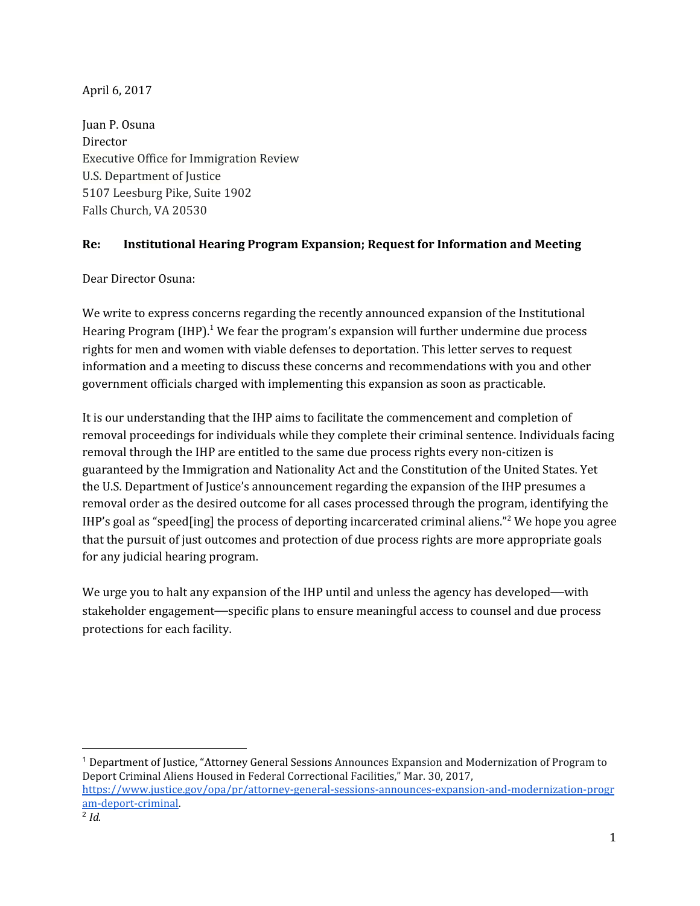April 6, 2017

Juan P. Osuna
Director
Executive Office for Immigration Review
U.S. Department of Justice
5107 Leesburg Pike, Suite 1902
Falls Church, VA 20530

**Re: Institutional Hearing Program Expansion; Request for Information and Meeting**

Dear Director Osuna:

We write to express concerns regarding the recently announced expansion of the Institutional Hearing Program (IHP).[1] We fear the program's expansion will further undermine due process rights for men and women with viable defenses to deportation. This letter serves to request information and a meeting to discuss these concerns and recommendations with you and other government officials charged with implementing this expansion as soon as practicable.

It is our understanding that the IHP aims to facilitate the commencement and completion of removal proceedings for individuals while they complete their criminal sentence. Individuals facing removal through the IHP are entitled to the same due process rights every non-citizen is guaranteed by the Immigration and Nationality Act and the Constitution of the United States. Yet the U.S. Department of Justice's announcement regarding the expansion of the IHP presumes a removal order as the desired outcome for all cases processed through the program, identifying the IHP's goal as "speed[ing] the process of deporting incarcerated criminal aliens."[2] We hope you agree that the pursuit of just outcomes and protection of due process rights are more appropriate goals for any judicial hearing program.

We urge you to halt any expansion of the IHP until and unless the agency has developed—with stakeholder engagement—specific plans to ensure meaningful access to counsel and due process protections for each facility.

---

[1] Department of Justice, "Attorney General Sessions Announces Expansion and Modernization of Program to Deport Criminal Aliens Housed in Federal Correctional Facilities," Mar. 30, 2017, https://www.justice.gov/opa/pr/attorney-general-sessions-announces-expansion-and-modernization-program-deport-criminal.

[2] *Id.*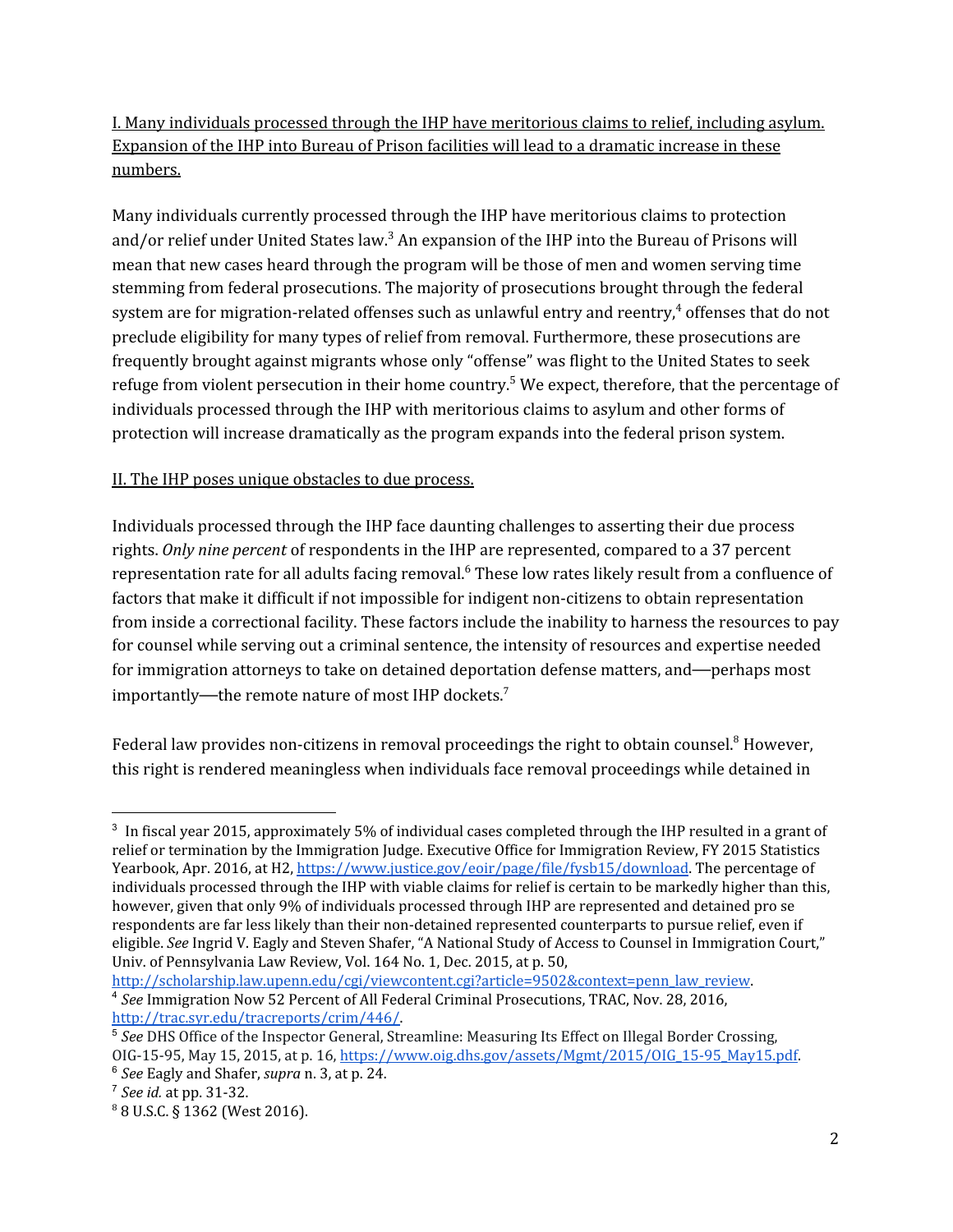I. Many individuals processed through the IHP have meritorious claims to relief, including asylum. Expansion of the IHP into Bureau of Prison facilities will lead to a dramatic increase in these numbers.

Many individuals currently processed through the IHP have meritorious claims to protection and/or relief under United States law.[3] An expansion of the IHP into the Bureau of Prisons will mean that new cases heard through the program will be those of men and women serving time stemming from federal prosecutions. The majority of prosecutions brought through the federal system are for migration-related offenses such as unlawful entry and reentry,[4] offenses that do not preclude eligibility for many types of relief from removal. Furthermore, these prosecutions are frequently brought against migrants whose only "offense" was flight to the United States to seek refuge from violent persecution in their home country.[5] We expect, therefore, that the percentage of individuals processed through the IHP with meritorious claims to asylum and other forms of protection will increase dramatically as the program expands into the federal prison system.

II. The IHP poses unique obstacles to due process.

Individuals processed through the IHP face daunting challenges to asserting their due process rights. *Only nine percent* of respondents in the IHP are represented, compared to a 37 percent representation rate for all adults facing removal.[6] These low rates likely result from a confluence of factors that make it difficult if not impossible for indigent non-citizens to obtain representation from inside a correctional facility. These factors include the inability to harness the resources to pay for counsel while serving out a criminal sentence, the intensity of resources and expertise needed for immigration attorneys to take on detained deportation defense matters, and—perhaps most importantly—the remote nature of most IHP dockets.[7]

Federal law provides non-citizens in removal proceedings the right to obtain counsel.[8] However, this right is rendered meaningless when individuals face removal proceedings while detained in

---

[3] In fiscal year 2015, approximately 5% of individual cases completed through the IHP resulted in a grant of relief or termination by the Immigration Judge. Executive Office for Immigration Review, FY 2015 Statistics Yearbook, Apr. 2016, at H2, https://www.justice.gov/eoir/page/file/fysb15/download. The percentage of individuals processed through the IHP with viable claims for relief is certain to be markedly higher than this, however, given that only 9% of individuals processed through IHP are represented and detained pro se respondents are far less likely than their non-detained represented counterparts to pursue relief, even if eligible. *See* Ingrid V. Eagly and Steven Shafer, "A National Study of Access to Counsel in Immigration Court," Univ. of Pennsylvania Law Review, Vol. 164 No. 1, Dec. 2015, at p. 50, http://scholarship.law.upenn.edu/cgi/viewcontent.cgi?article=9502&context=penn_law_review.

[4] *See* Immigration Now 52 Percent of All Federal Criminal Prosecutions, TRAC, Nov. 28, 2016, http://trac.syr.edu/tracreports/crim/446/.

[5] *See* DHS Office of the Inspector General, Streamline: Measuring Its Effect on Illegal Border Crossing, OIG-15-95, May 15, 2015, at p. 16, https://www.oig.dhs.gov/assets/Mgmt/2015/OIG_15-95_May15.pdf.

[6] *See* Eagly and Shafer, *supra* n. 3, at p. 24.

[7] *See id.* at pp. 31-32.

[8] 8 U.S.C. § 1362 (West 2016).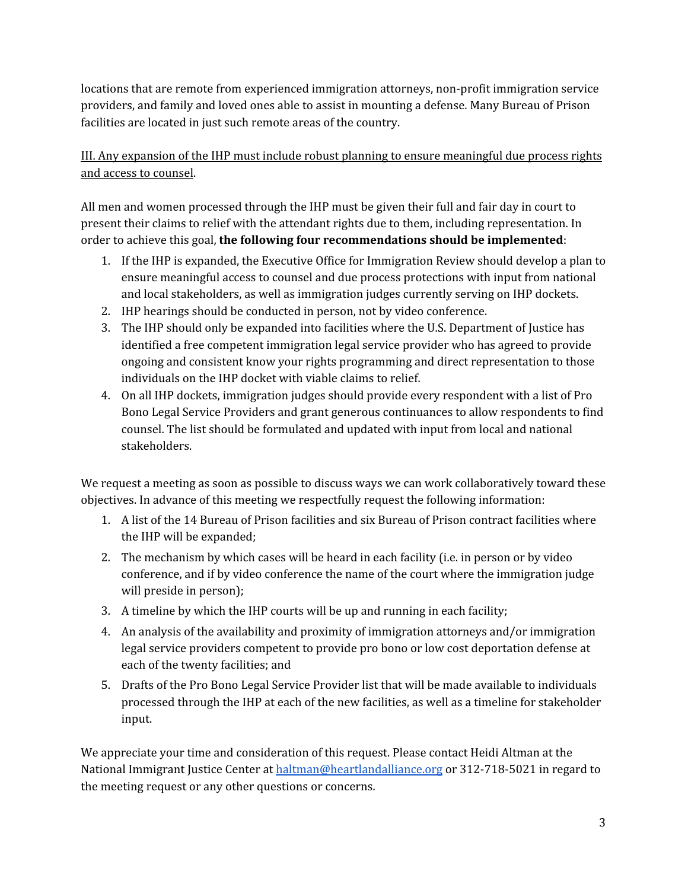locations that are remote from experienced immigration attorneys, non-profit immigration service providers, and family and loved ones able to assist in mounting a defense. Many Bureau of Prison facilities are located in just such remote areas of the country.

<u>III. Any expansion of the IHP must include robust planning to ensure meaningful due process rights and access to counsel</u>.

All men and women processed through the IHP must be given their full and fair day in court to present their claims to relief with the attendant rights due to them, including representation. In order to achieve this goal, **the following four recommendations should be implemented**:

1. If the IHP is expanded, the Executive Office for Immigration Review should develop a plan to ensure meaningful access to counsel and due process protections with input from national and local stakeholders, as well as immigration judges currently serving on IHP dockets.
2. IHP hearings should be conducted in person, not by video conference.
3. The IHP should only be expanded into facilities where the U.S. Department of Justice has identified a free competent immigration legal service provider who has agreed to provide ongoing and consistent know your rights programming and direct representation to those individuals on the IHP docket with viable claims to relief.
4. On all IHP dockets, immigration judges should provide every respondent with a list of Pro Bono Legal Service Providers and grant generous continuances to allow respondents to find counsel. The list should be formulated and updated with input from local and national stakeholders.

We request a meeting as soon as possible to discuss ways we can work collaboratively toward these objectives. In advance of this meeting we respectfully request the following information:

1. A list of the 14 Bureau of Prison facilities and six Bureau of Prison contract facilities where the IHP will be expanded;
2. The mechanism by which cases will be heard in each facility (i.e. in person or by video conference, and if by video conference the name of the court where the immigration judge will preside in person);
3. A timeline by which the IHP courts will be up and running in each facility;
4. An analysis of the availability and proximity of immigration attorneys and/or immigration legal service providers competent to provide pro bono or low cost deportation defense at each of the twenty facilities; and
5. Drafts of the Pro Bono Legal Service Provider list that will be made available to individuals processed through the IHP at each of the new facilities, as well as a timeline for stakeholder input.

We appreciate your time and consideration of this request. Please contact Heidi Altman at the National Immigrant Justice Center at [haltman@heartlandalliance.org](mailto:haltman@heartlandalliance.org) or 312-718-5021 in regard to the meeting request or any other questions or concerns.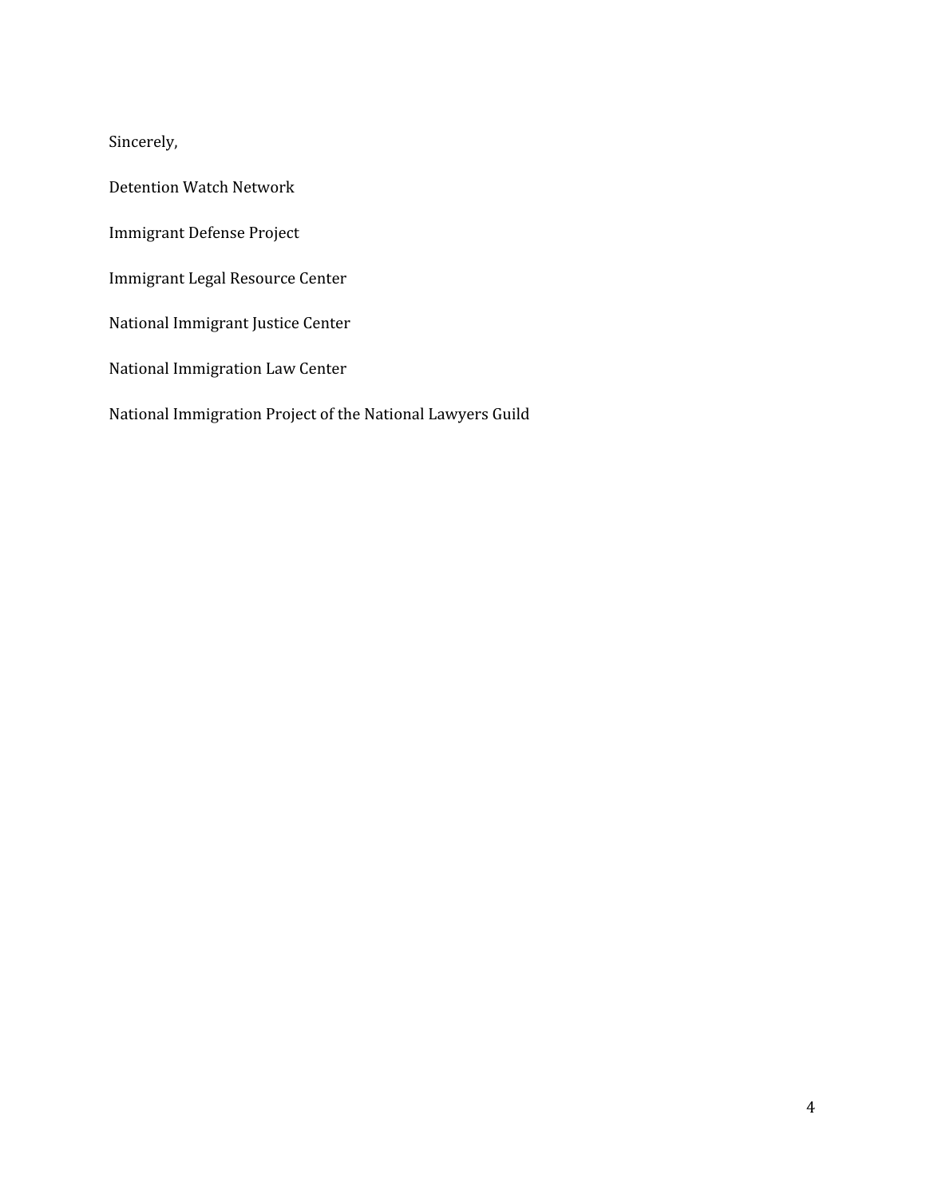Sincerely,

Detention Watch Network

Immigrant Defense Project

Immigrant Legal Resource Center

National Immigrant Justice Center

National Immigration Law Center

National Immigration Project of the National Lawyers Guild